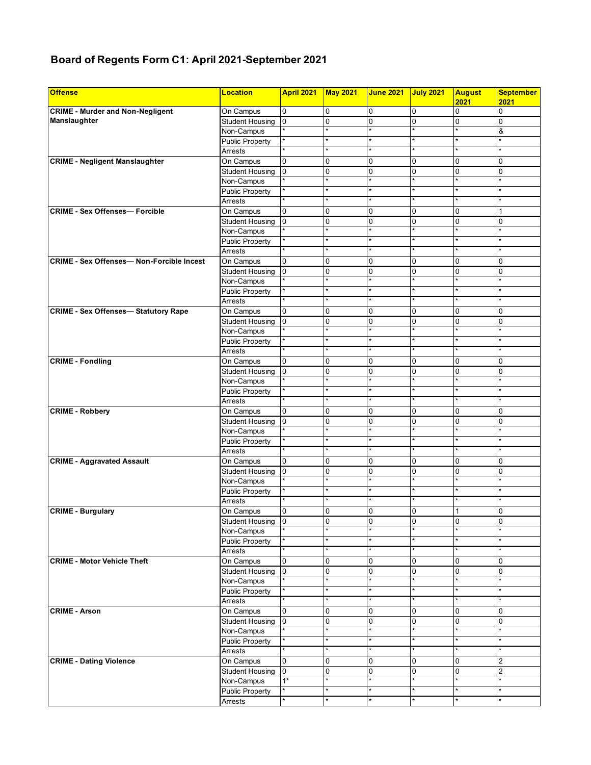# Board of Regents Form C1: April 2021-September 2021

| Offense | Location | April 2021 | May 2021 | June 2021 | July 2021 | August 2021 | September 2021 |
|---|---|---|---|---|---|---|---|
| CRIME - Murder and Non-Negligent Manslaughter | On Campus | 0 | 0 | 0 | 0 | 0 | 0 |
| | Student Housing | 0 | 0 | 0 | 0 | 0 | 0 |
| | Non-Campus | * | * | * | * | * | & |
| | Public Property | * | * | * | * | * | * |
| | Arrests | * | * | * | * | * | * |
| CRIME - Negligent Manslaughter | On Campus | 0 | 0 | 0 | 0 | 0 | 0 |
| | Student Housing | 0 | 0 | 0 | 0 | 0 | 0 |
| | Non-Campus | * | * | * | * | * | * |
| | Public Property | * | * | * | * | * | * |
| | Arrests | * | * | * | * | * | * |
| CRIME - Sex Offenses— Forcible | On Campus | 0 | 0 | 0 | 0 | 0 | 1 |
| | Student Housing | 0 | 0 | 0 | 0 | 0 | 0 |
| | Non-Campus | * | * | * | * | * | * |
| | Public Property | * | * | * | * | * | * |
| | Arrests | * | * | * | * | * | * |
| CRIME - Sex Offenses— Non-Forcible Incest | On Campus | 0 | 0 | 0 | 0 | 0 | 0 |
| | Student Housing | 0 | 0 | 0 | 0 | 0 | 0 |
| | Non-Campus | * | * | * | * | * | * |
| | Public Property | * | * | * | * | * | * |
| | Arrests | * | * | * | * | * | * |
| CRIME - Sex Offenses— Statutory Rape | On Campus | 0 | 0 | 0 | 0 | 0 | 0 |
| | Student Housing | 0 | 0 | 0 | 0 | 0 | 0 |
| | Non-Campus | * | * | * | * | * | * |
| | Public Property | * | * | * | * | * | * |
| | Arrests | * | * | * | * | * | * |
| CRIME - Fondling | On Campus | 0 | 0 | 0 | 0 | 0 | 0 |
| | Student Housing | 0 | 0 | 0 | 0 | 0 | 0 |
| | Non-Campus | * | * | * | * | * | * |
| | Public Property | * | * | * | * | * | * |
| | Arrests | * | * | * | * | * | * |
| CRIME - Robbery | On Campus | 0 | 0 | 0 | 0 | 0 | 0 |
| | Student Housing | 0 | 0 | 0 | 0 | 0 | 0 |
| | Non-Campus | * | * | * | * | * | * |
| | Public Property | * | * | * | * | * | * |
| | Arrests | * | * | * | * | * | * |
| CRIME - Aggravated Assault | On Campus | 0 | 0 | 0 | 0 | 0 | 0 |
| | Student Housing | 0 | 0 | 0 | 0 | 0 | 0 |
| | Non-Campus | * | * | * | * | * | * |
| | Public Property | * | * | * | * | * | * |
| | Arrests | * | * | * | * | * | * |
| CRIME - Burgulary | On Campus | 0 | 0 | 0 | 0 | 1 | 0 |
| | Student Housing | 0 | 0 | 0 | 0 | 0 | 0 |
| | Non-Campus | * | * | * | * | * | * |
| | Public Property | * | * | * | * | * | * |
| | Arrests | * | * | * | * | * | * |
| CRIME - Motor Vehicle Theft | On Campus | 0 | 0 | 0 | 0 | 0 | 0 |
| | Student Housing | 0 | 0 | 0 | 0 | 0 | 0 |
| | Non-Campus | * | * | * | * | * | * |
| | Public Property | * | * | * | * | * | * |
| | Arrests | * | * | * | * | * | * |
| CRIME - Arson | On Campus | 0 | 0 | 0 | 0 | 0 | 0 |
| | Student Housing | 0 | 0 | 0 | 0 | 0 | 0 |
| | Non-Campus | * | * | * | * | * | * |
| | Public Property | * | * | * | * | * | * |
| | Arrests | * | * | * | * | * | * |
| CRIME - Dating Violence | On Campus | 0 | 0 | 0 | 0 | 0 | 2 |
| | Student Housing | 0 | 0 | 0 | 0 | 0 | 2 |
| | Non-Campus | 1* | * | * | * | * | * |
| | Public Property | * | * | * | * | * | * |
| | Arrests | * | * | * | * | * | * |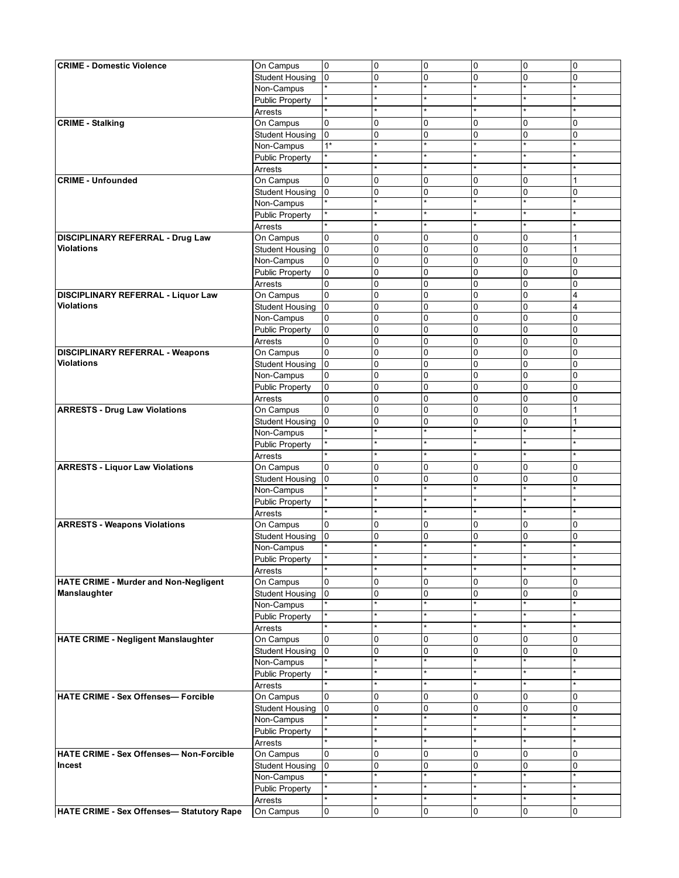| | | | | | | | |
|---|---|---|---|---|---|---|---|
| **CRIME - Domestic Violence** | On Campus | 0 | 0 | 0 | 0 | 0 | 0 |
| | Student Housing | 0 | 0 | 0 | 0 | 0 | 0 |
| | Non-Campus | * | * | * | * | * | * |
| | Public Property | * | * | * | * | * | * |
| | Arrests | * | * | * | * | * | * |
| **CRIME - Stalking** | On Campus | 0 | 0 | 0 | 0 | 0 | 0 |
| | Student Housing | 0 | 0 | 0 | 0 | 0 | 0 |
| | Non-Campus | 1* | * | * | * | * | * |
| | Public Property | * | * | * | * | * | * |
| | Arrests | * | * | * | * | * | * |
| **CRIME - Unfounded** | On Campus | 0 | 0 | 0 | 0 | 0 | 1 |
| | Student Housing | 0 | 0 | 0 | 0 | 0 | 0 |
| | Non-Campus | * | * | * | * | * | * |
| | Public Property | * | * | * | * | * | * |
| | Arrests | * | * | * | * | * | * |
| **DISCIPLINARY REFERRAL - Drug Law Violations** | On Campus | 0 | 0 | 0 | 0 | 0 | 1 |
| | Student Housing | 0 | 0 | 0 | 0 | 0 | 1 |
| | Non-Campus | 0 | 0 | 0 | 0 | 0 | 0 |
| | Public Property | 0 | 0 | 0 | 0 | 0 | 0 |
| | Arrests | 0 | 0 | 0 | 0 | 0 | 0 |
| **DISCIPLINARY REFERRAL - Liquor Law Violations** | On Campus | 0 | 0 | 0 | 0 | 0 | 4 |
| | Student Housing | 0 | 0 | 0 | 0 | 0 | 4 |
| | Non-Campus | 0 | 0 | 0 | 0 | 0 | 0 |
| | Public Property | 0 | 0 | 0 | 0 | 0 | 0 |
| | Arrests | 0 | 0 | 0 | 0 | 0 | 0 |
| **DISCIPLINARY REFERRAL - Weapons Violations** | On Campus | 0 | 0 | 0 | 0 | 0 | 0 |
| | Student Housing | 0 | 0 | 0 | 0 | 0 | 0 |
| | Non-Campus | 0 | 0 | 0 | 0 | 0 | 0 |
| | Public Property | 0 | 0 | 0 | 0 | 0 | 0 |
| | Arrests | 0 | 0 | 0 | 0 | 0 | 0 |
| **ARRESTS - Drug Law Violations** | On Campus | 0 | 0 | 0 | 0 | 0 | 1 |
| | Student Housing | 0 | 0 | 0 | 0 | 0 | 1 |
| | Non-Campus | * | * | * | * | * | * |
| | Public Property | * | * | * | * | * | * |
| | Arrests | * | * | * | * | * | * |
| **ARRESTS - Liquor Law Violations** | On Campus | 0 | 0 | 0 | 0 | 0 | 0 |
| | Student Housing | 0 | 0 | 0 | 0 | 0 | 0 |
| | Non-Campus | * | * | * | * | * | * |
| | Public Property | * | * | * | * | * | * |
| | Arrests | * | * | * | * | * | * |
| **ARRESTS - Weapons Violations** | On Campus | 0 | 0 | 0 | 0 | 0 | 0 |
| | Student Housing | 0 | 0 | 0 | 0 | 0 | 0 |
| | Non-Campus | * | * | * | * | * | * |
| | Public Property | * | * | * | * | * | * |
| | Arrests | * | * | * | * | * | * |
| **HATE CRIME - Murder and Non-Negligent Manslaughter** | On Campus | 0 | 0 | 0 | 0 | 0 | 0 |
| | Student Housing | 0 | 0 | 0 | 0 | 0 | 0 |
| | Non-Campus | * | * | * | * | * | * |
| | Public Property | * | * | * | * | * | * |
| | Arrests | * | * | * | * | * | * |
| **HATE CRIME - Negligent Manslaughter** | On Campus | 0 | 0 | 0 | 0 | 0 | 0 |
| | Student Housing | 0 | 0 | 0 | 0 | 0 | 0 |
| | Non-Campus | * | * | * | * | * | * |
| | Public Property | * | * | * | * | * | * |
| | Arrests | * | * | * | * | * | * |
| **HATE CRIME - Sex Offenses— Forcible** | On Campus | 0 | 0 | 0 | 0 | 0 | 0 |
| | Student Housing | 0 | 0 | 0 | 0 | 0 | 0 |
| | Non-Campus | * | * | * | * | * | * |
| | Public Property | * | * | * | * | * | * |
| | Arrests | * | * | * | * | * | * |
| **HATE CRIME - Sex Offenses— Non-Forcible Incest** | On Campus | 0 | 0 | 0 | 0 | 0 | 0 |
| | Student Housing | 0 | 0 | 0 | 0 | 0 | 0 |
| | Non-Campus | * | * | * | * | * | * |
| | Public Property | * | * | * | * | * | * |
| | Arrests | * | * | * | * | * | * |
| **HATE CRIME - Sex Offenses— Statutory Rape** | On Campus | 0 | 0 | 0 | 0 | 0 | 0 |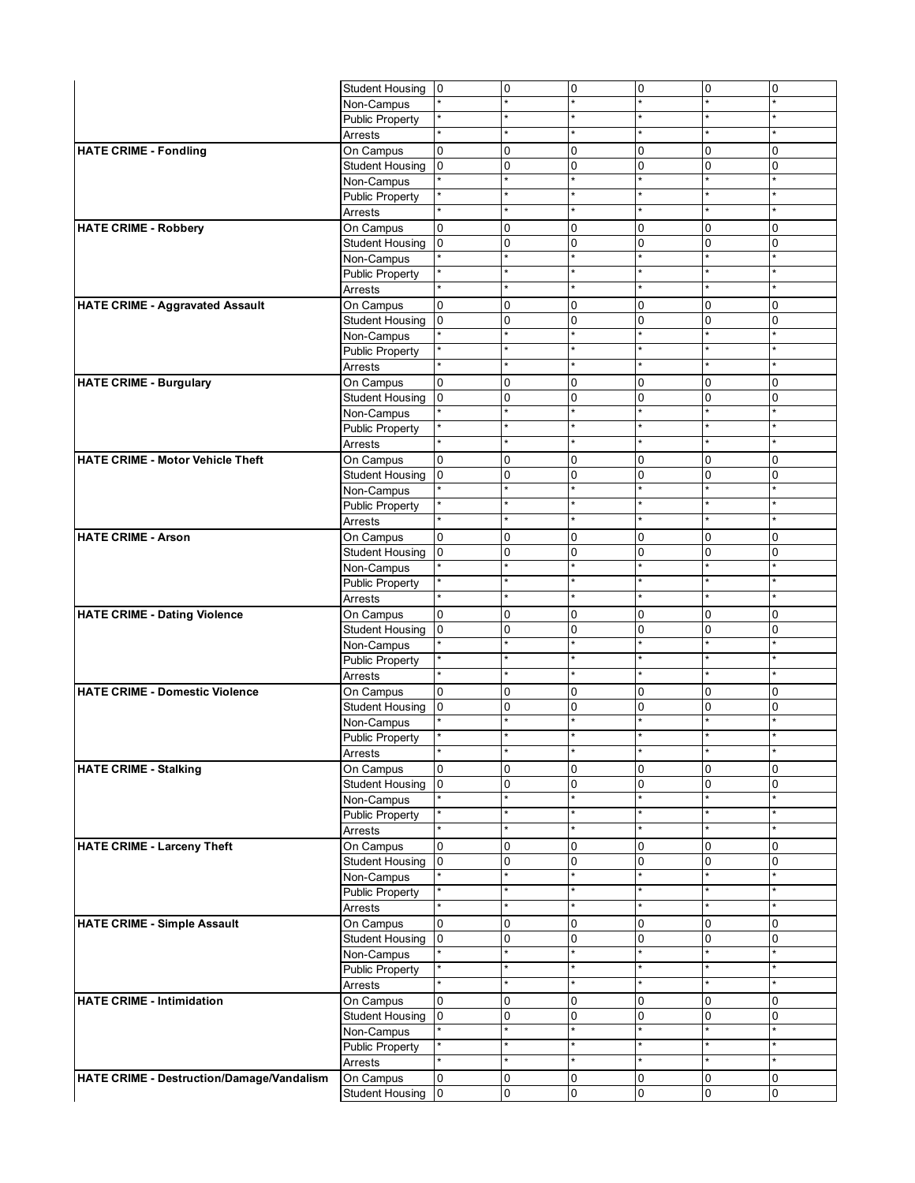| | | | | | | | |
|---|---|---|---|---|---|---|---|
| | Student Housing | 0 | 0 | 0 | 0 | 0 | 0 |
| | Non-Campus | * | * | * | * | * | * |
| | Public Property | * | * | * | * | * | * |
| | Arrests | * | * | * | * | * | * |
| **HATE CRIME - Fondling** | On Campus | 0 | 0 | 0 | 0 | 0 | 0 |
| | Student Housing | 0 | 0 | 0 | 0 | 0 | 0 |
| | Non-Campus | * | * | * | * | * | * |
| | Public Property | * | * | * | * | * | * |
| | Arrests | * | * | * | * | * | * |
| **HATE CRIME - Robbery** | On Campus | 0 | 0 | 0 | 0 | 0 | 0 |
| | Student Housing | 0 | 0 | 0 | 0 | 0 | 0 |
| | Non-Campus | * | * | * | * | * | * |
| | Public Property | * | * | * | * | * | * |
| | Arrests | * | * | * | * | * | * |
| **HATE CRIME - Aggravated Assault** | On Campus | 0 | 0 | 0 | 0 | 0 | 0 |
| | Student Housing | 0 | 0 | 0 | 0 | 0 | 0 |
| | Non-Campus | * | * | * | * | * | * |
| | Public Property | * | * | * | * | * | * |
| | Arrests | * | * | * | * | * | * |
| **HATE CRIME - Burgulary** | On Campus | 0 | 0 | 0 | 0 | 0 | 0 |
| | Student Housing | 0 | 0 | 0 | 0 | 0 | 0 |
| | Non-Campus | * | * | * | * | * | * |
| | Public Property | * | * | * | * | * | * |
| | Arrests | * | * | * | * | * | * |
| **HATE CRIME - Motor Vehicle Theft** | On Campus | 0 | 0 | 0 | 0 | 0 | 0 |
| | Student Housing | 0 | 0 | 0 | 0 | 0 | 0 |
| | Non-Campus | * | * | * | * | * | * |
| | Public Property | * | * | * | * | * | * |
| | Arrests | * | * | * | * | * | * |
| **HATE CRIME - Arson** | On Campus | 0 | 0 | 0 | 0 | 0 | 0 |
| | Student Housing | 0 | 0 | 0 | 0 | 0 | 0 |
| | Non-Campus | * | * | * | * | * | * |
| | Public Property | * | * | * | * | * | * |
| | Arrests | * | * | * | * | * | * |
| **HATE CRIME - Dating Violence** | On Campus | 0 | 0 | 0 | 0 | 0 | 0 |
| | Student Housing | 0 | 0 | 0 | 0 | 0 | 0 |
| | Non-Campus | * | * | * | * | * | * |
| | Public Property | * | * | * | * | * | * |
| | Arrests | * | * | * | * | * | * |
| **HATE CRIME - Domestic Violence** | On Campus | 0 | 0 | 0 | 0 | 0 | 0 |
| | Student Housing | 0 | 0 | 0 | 0 | 0 | 0 |
| | Non-Campus | * | * | * | * | * | * |
| | Public Property | * | * | * | * | * | * |
| | Arrests | * | * | * | * | * | * |
| **HATE CRIME - Stalking** | On Campus | 0 | 0 | 0 | 0 | 0 | 0 |
| | Student Housing | 0 | 0 | 0 | 0 | 0 | 0 |
| | Non-Campus | * | * | * | * | * | * |
| | Public Property | * | * | * | * | * | * |
| | Arrests | * | * | * | * | * | * |
| **HATE CRIME - Larceny Theft** | On Campus | 0 | 0 | 0 | 0 | 0 | 0 |
| | Student Housing | 0 | 0 | 0 | 0 | 0 | 0 |
| | Non-Campus | * | * | * | * | * | * |
| | Public Property | * | * | * | * | * | * |
| | Arrests | * | * | * | * | * | * |
| **HATE CRIME - Simple Assault** | On Campus | 0 | 0 | 0 | 0 | 0 | 0 |
| | Student Housing | 0 | 0 | 0 | 0 | 0 | 0 |
| | Non-Campus | * | * | * | * | * | * |
| | Public Property | * | * | * | * | * | * |
| | Arrests | * | * | * | * | * | * |
| **HATE CRIME - Intimidation** | On Campus | 0 | 0 | 0 | 0 | 0 | 0 |
| | Student Housing | 0 | 0 | 0 | 0 | 0 | 0 |
| | Non-Campus | * | * | * | * | * | * |
| | Public Property | * | * | * | * | * | * |
| | Arrests | * | * | * | * | * | * |
| **HATE CRIME - Destruction/Damage/Vandalism** | On Campus | 0 | 0 | 0 | 0 | 0 | 0 |
| | Student Housing | 0 | 0 | 0 | 0 | 0 | 0 |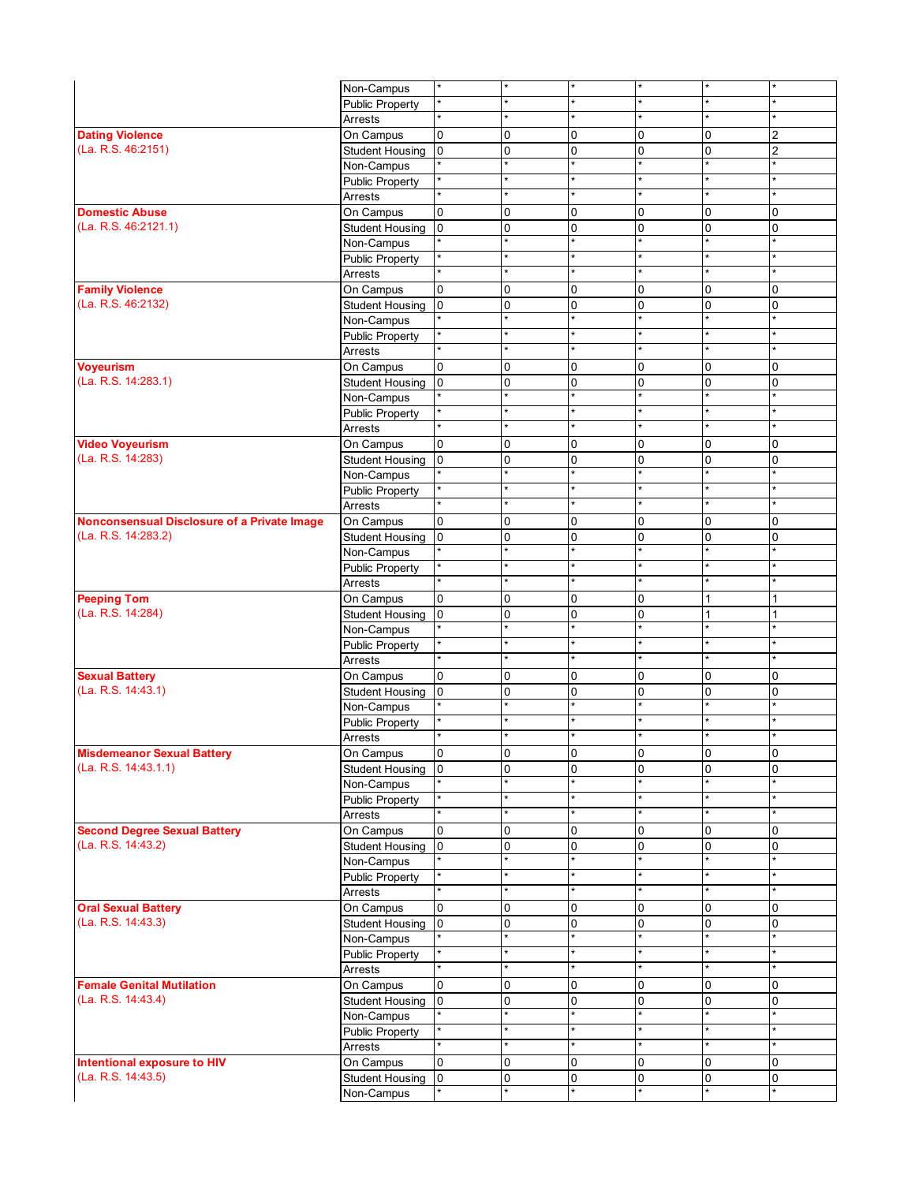| | | | | | | | |
|---|---|---|---|---|---|---|---|
| | Non-Campus | * | * | * | * | * | * |
| | Public Property | * | * | * | * | * | * |
| | Arrests | * | * | * | * | * | * |
| **Dating Violence** (La. R.S. 46:2151) | On Campus | 0 | 0 | 0 | 0 | 0 | 2 |
| | Student Housing | 0 | 0 | 0 | 0 | 0 | 2 |
| | Non-Campus | * | * | * | * | * | * |
| | Public Property | * | * | * | * | * | * |
| | Arrests | * | * | * | * | * | * |
| **Domestic Abuse** (La. R.S. 46:2121.1) | On Campus | 0 | 0 | 0 | 0 | 0 | 0 |
| | Student Housing | 0 | 0 | 0 | 0 | 0 | 0 |
| | Non-Campus | * | * | * | * | * | * |
| | Public Property | * | * | * | * | * | * |
| | Arrests | * | * | * | * | * | * |
| **Family Violence** (La. R.S. 46:2132) | On Campus | 0 | 0 | 0 | 0 | 0 | 0 |
| | Student Housing | 0 | 0 | 0 | 0 | 0 | 0 |
| | Non-Campus | * | * | * | * | * | * |
| | Public Property | * | * | * | * | * | * |
| | Arrests | * | * | * | * | * | * |
| **Voyeurism** (La. R.S. 14:283.1) | On Campus | 0 | 0 | 0 | 0 | 0 | 0 |
| | Student Housing | 0 | 0 | 0 | 0 | 0 | 0 |
| | Non-Campus | * | * | * | * | * | * |
| | Public Property | * | * | * | * | * | * |
| | Arrests | * | * | * | * | * | * |
| **Video Voyeurism** (La. R.S. 14:283) | On Campus | 0 | 0 | 0 | 0 | 0 | 0 |
| | Student Housing | 0 | 0 | 0 | 0 | 0 | 0 |
| | Non-Campus | * | * | * | * | * | * |
| | Public Property | * | * | * | * | * | * |
| | Arrests | * | * | * | * | * | * |
| **Nonconsensual Disclosure of a Private Image** (La. R.S. 14:283.2) | On Campus | 0 | 0 | 0 | 0 | 0 | 0 |
| | Student Housing | 0 | 0 | 0 | 0 | 0 | 0 |
| | Non-Campus | * | * | * | * | * | * |
| | Public Property | * | * | * | * | * | * |
| | Arrests | * | * | * | * | * | * |
| **Peeping Tom** (La. R.S. 14:284) | On Campus | 0 | 0 | 0 | 0 | 1 | 1 |
| | Student Housing | 0 | 0 | 0 | 0 | 1 | 1 |
| | Non-Campus | * | * | * | * | * | * |
| | Public Property | * | * | * | * | * | * |
| | Arrests | * | * | * | * | * | * |
| **Sexual Battery** (La. R.S. 14:43.1) | On Campus | 0 | 0 | 0 | 0 | 0 | 0 |
| | Student Housing | 0 | 0 | 0 | 0 | 0 | 0 |
| | Non-Campus | * | * | * | * | * | * |
| | Public Property | * | * | * | * | * | * |
| | Arrests | * | * | * | * | * | * |
| **Misdemeanor Sexual Battery** (La. R.S. 14:43.1.1) | On Campus | 0 | 0 | 0 | 0 | 0 | 0 |
| | Student Housing | 0 | 0 | 0 | 0 | 0 | 0 |
| | Non-Campus | * | * | * | * | * | * |
| | Public Property | * | * | * | * | * | * |
| | Arrests | * | * | * | * | * | * |
| **Second Degree Sexual Battery** (La. R.S. 14:43.2) | On Campus | 0 | 0 | 0 | 0 | 0 | 0 |
| | Student Housing | 0 | 0 | 0 | 0 | 0 | 0 |
| | Non-Campus | * | * | * | * | * | * |
| | Public Property | * | * | * | * | * | * |
| | Arrests | * | * | * | * | * | * |
| **Oral Sexual Battery** (La. R.S. 14:43.3) | On Campus | 0 | 0 | 0 | 0 | 0 | 0 |
| | Student Housing | 0 | 0 | 0 | 0 | 0 | 0 |
| | Non-Campus | * | * | * | * | * | * |
| | Public Property | * | * | * | * | * | * |
| | Arrests | * | * | * | * | * | * |
| **Female Genital Mutilation** (La. R.S. 14:43.4) | On Campus | 0 | 0 | 0 | 0 | 0 | 0 |
| | Student Housing | 0 | 0 | 0 | 0 | 0 | 0 |
| | Non-Campus | * | * | * | * | * | * |
| | Public Property | * | * | * | * | * | * |
| | Arrests | * | * | * | * | * | * |
| **Intentional exposure to HIV** (La. R.S. 14:43.5) | On Campus | 0 | 0 | 0 | 0 | 0 | 0 |
| | Student Housing | 0 | 0 | 0 | 0 | 0 | 0 |
| | Non-Campus | * | * | * | * | * | * |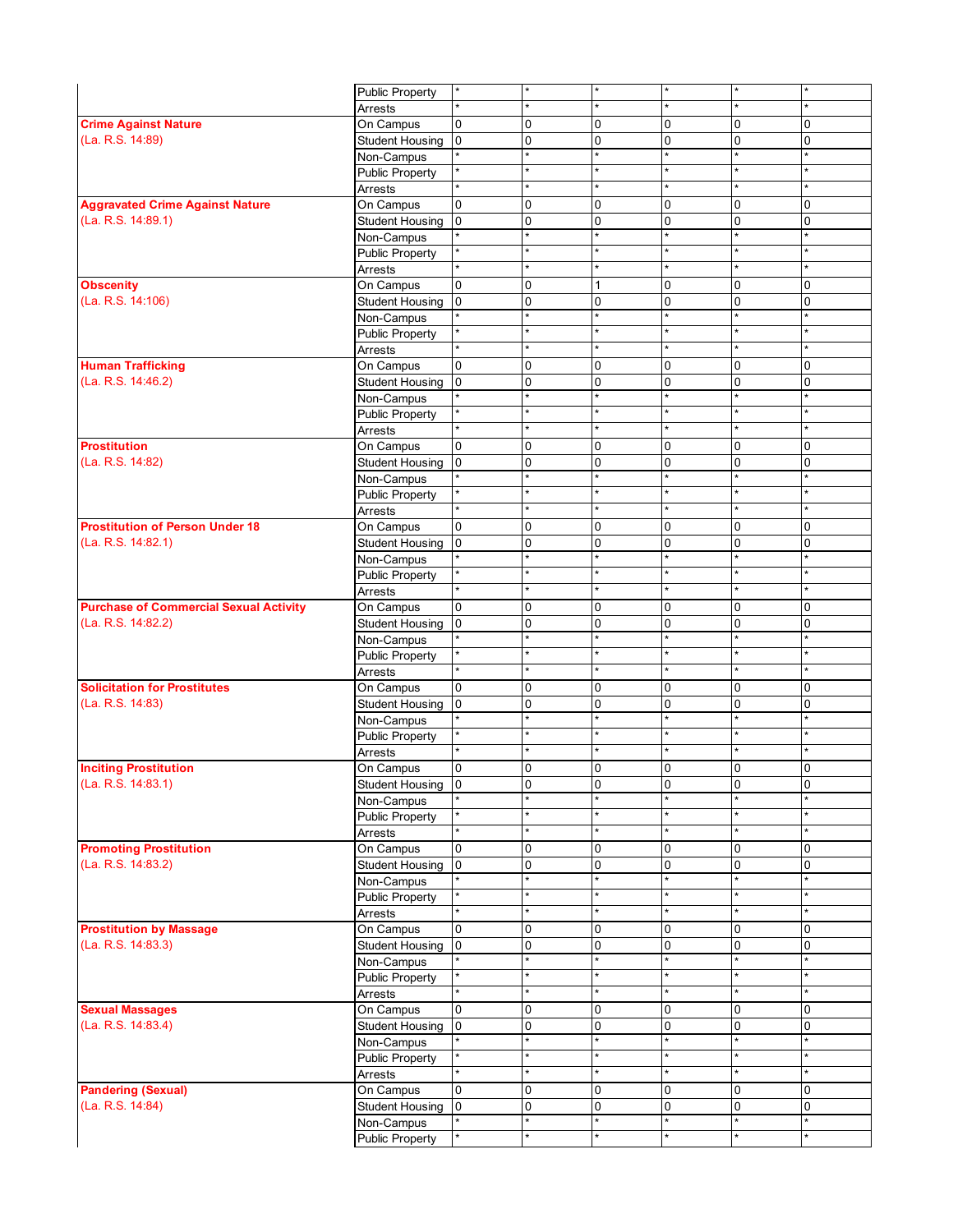| | | | | | | | |
|---|---|---|---|---|---|---|---|
| | Public Property | * | * | * | * | * | * |
| | Arrests | * | * | * | * | * | * |
| **Crime Against Nature** (La. R.S. 14:89) | On Campus | 0 | 0 | 0 | 0 | 0 | 0 |
| | Student Housing | 0 | 0 | 0 | 0 | 0 | 0 |
| | Non-Campus | * | * | * | * | * | * |
| | Public Property | * | * | * | * | * | * |
| | Arrests | * | * | * | * | * | * |
| **Aggravated Crime Against Nature** (La. R.S. 14:89.1) | On Campus | 0 | 0 | 0 | 0 | 0 | 0 |
| | Student Housing | 0 | 0 | 0 | 0 | 0 | 0 |
| | Non-Campus | * | * | * | * | * | * |
| | Public Property | * | * | * | * | * | * |
| | Arrests | * | * | * | * | * | * |
| **Obscenity** (La. R.S. 14:106) | On Campus | 0 | 0 | 1 | 0 | 0 | 0 |
| | Student Housing | 0 | 0 | 0 | 0 | 0 | 0 |
| | Non-Campus | * | * | * | * | * | * |
| | Public Property | * | * | * | * | * | * |
| | Arrests | * | * | * | * | * | * |
| **Human Trafficking** (La. R.S. 14:46.2) | On Campus | 0 | 0 | 0 | 0 | 0 | 0 |
| | Student Housing | 0 | 0 | 0 | 0 | 0 | 0 |
| | Non-Campus | * | * | * | * | * | * |
| | Public Property | * | * | * | * | * | * |
| | Arrests | * | * | * | * | * | * |
| **Prostitution** (La. R.S. 14:82) | On Campus | 0 | 0 | 0 | 0 | 0 | 0 |
| | Student Housing | 0 | 0 | 0 | 0 | 0 | 0 |
| | Non-Campus | * | * | * | * | * | * |
| | Public Property | * | * | * | * | * | * |
| | Arrests | * | * | * | * | * | * |
| **Prostitution of Person Under 18** (La. R.S. 14:82.1) | On Campus | 0 | 0 | 0 | 0 | 0 | 0 |
| | Student Housing | 0 | 0 | 0 | 0 | 0 | 0 |
| | Non-Campus | * | * | * | * | * | * |
| | Public Property | * | * | * | * | * | * |
| | Arrests | * | * | * | * | * | * |
| **Purchase of Commercial Sexual Activity** (La. R.S. 14:82.2) | On Campus | 0 | 0 | 0 | 0 | 0 | 0 |
| | Student Housing | 0 | 0 | 0 | 0 | 0 | 0 |
| | Non-Campus | * | * | * | * | * | * |
| | Public Property | * | * | * | * | * | * |
| | Arrests | * | * | * | * | * | * |
| **Solicitation for Prostitutes** (La. R.S. 14:83) | On Campus | 0 | 0 | 0 | 0 | 0 | 0 |
| | Student Housing | 0 | 0 | 0 | 0 | 0 | 0 |
| | Non-Campus | * | * | * | * | * | * |
| | Public Property | * | * | * | * | * | * |
| | Arrests | * | * | * | * | * | * |
| **Inciting Prostitution** (La. R.S. 14:83.1) | On Campus | 0 | 0 | 0 | 0 | 0 | 0 |
| | Student Housing | 0 | 0 | 0 | 0 | 0 | 0 |
| | Non-Campus | * | * | * | * | * | * |
| | Public Property | * | * | * | * | * | * |
| | Arrests | * | * | * | * | * | * |
| **Promoting Prostitution** (La. R.S. 14:83.2) | On Campus | 0 | 0 | 0 | 0 | 0 | 0 |
| | Student Housing | 0 | 0 | 0 | 0 | 0 | 0 |
| | Non-Campus | * | * | * | * | * | * |
| | Public Property | * | * | * | * | * | * |
| | Arrests | * | * | * | * | * | * |
| **Prostitution by Massage** (La. R.S. 14:83.3) | On Campus | 0 | 0 | 0 | 0 | 0 | 0 |
| | Student Housing | 0 | 0 | 0 | 0 | 0 | 0 |
| | Non-Campus | * | * | * | * | * | * |
| | Public Property | * | * | * | * | * | * |
| | Arrests | * | * | * | * | * | * |
| **Sexual Massages** (La. R.S. 14:83.4) | On Campus | 0 | 0 | 0 | 0 | 0 | 0 |
| | Student Housing | 0 | 0 | 0 | 0 | 0 | 0 |
| | Non-Campus | * | * | * | * | * | * |
| | Public Property | * | * | * | * | * | * |
| | Arrests | * | * | * | * | * | * |
| **Pandering (Sexual)** (La. R.S. 14:84) | On Campus | 0 | 0 | 0 | 0 | 0 | 0 |
| | Student Housing | 0 | 0 | 0 | 0 | 0 | 0 |
| | Non-Campus | * | * | * | * | * | * |
| | Public Property | * | * | * | * | * | * |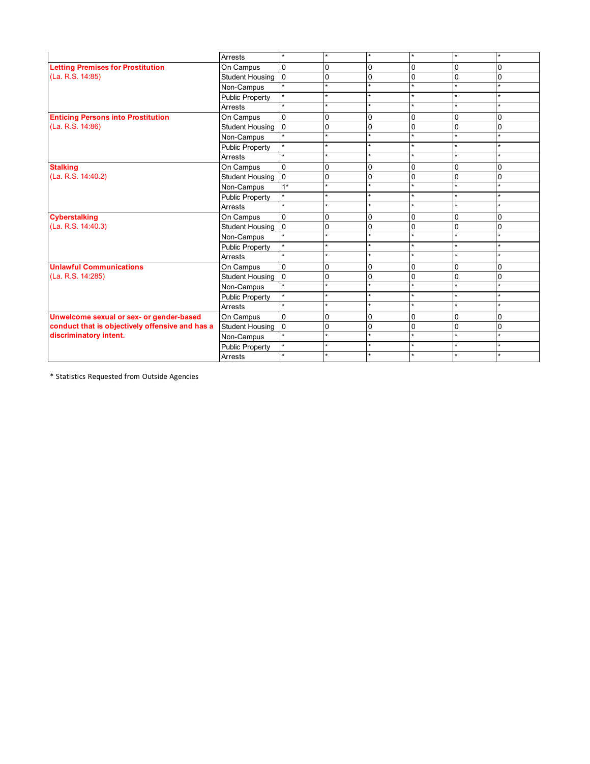| | | | | | | | |
|---|---|---|---|---|---|---|---|
| | Arrests | * | * | * | * | * | * |
| **Letting Premises for Prostitution** (La. R.S. 14:85) | On Campus | 0 | 0 | 0 | 0 | 0 | 0 |
| | Student Housing | 0 | 0 | 0 | 0 | 0 | 0 |
| | Non-Campus | * | * | * | * | * | * |
| | Public Property | * | * | * | * | * | * |
| | Arrests | * | * | * | * | * | * |
| **Enticing Persons into Prostitution** (La. R.S. 14:86) | On Campus | 0 | 0 | 0 | 0 | 0 | 0 |
| | Student Housing | 0 | 0 | 0 | 0 | 0 | 0 |
| | Non-Campus | * | * | * | * | * | * |
| | Public Property | * | * | * | * | * | * |
| | Arrests | * | * | * | * | * | * |
| **Stalking** (La. R.S. 14:40.2) | On Campus | 0 | 0 | 0 | 0 | 0 | 0 |
| | Student Housing | 0 | 0 | 0 | 0 | 0 | 0 |
| | Non-Campus | 1* | * | * | * | * | * |
| | Public Property | * | * | * | * | * | * |
| | Arrests | * | * | * | * | * | * |
| **Cyberstalking** (La. R.S. 14:40.3) | On Campus | 0 | 0 | 0 | 0 | 0 | 0 |
| | Student Housing | 0 | 0 | 0 | 0 | 0 | 0 |
| | Non-Campus | * | * | * | * | * | * |
| | Public Property | * | * | * | * | * | * |
| | Arrests | * | * | * | * | * | * |
| **Unlawful Communications** (La. R.S. 14:285) | On Campus | 0 | 0 | 0 | 0 | 0 | 0 |
| | Student Housing | 0 | 0 | 0 | 0 | 0 | 0 |
| | Non-Campus | * | * | * | * | * | * |
| | Public Property | * | * | * | * | * | * |
| | Arrests | * | * | * | * | * | * |
| **Unwelcome sexual or sex- or gender-based conduct that is objectively offensive and has a discriminatory intent.** | On Campus | 0 | 0 | 0 | 0 | 0 | 0 |
| | Student Housing | 0 | 0 | 0 | 0 | 0 | 0 |
| | Non-Campus | * | * | * | * | * | * |
| | Public Property | * | * | * | * | * | * |
| | Arrests | * | * | * | * | * | * |

* Statistics Requested from Outside Agencies